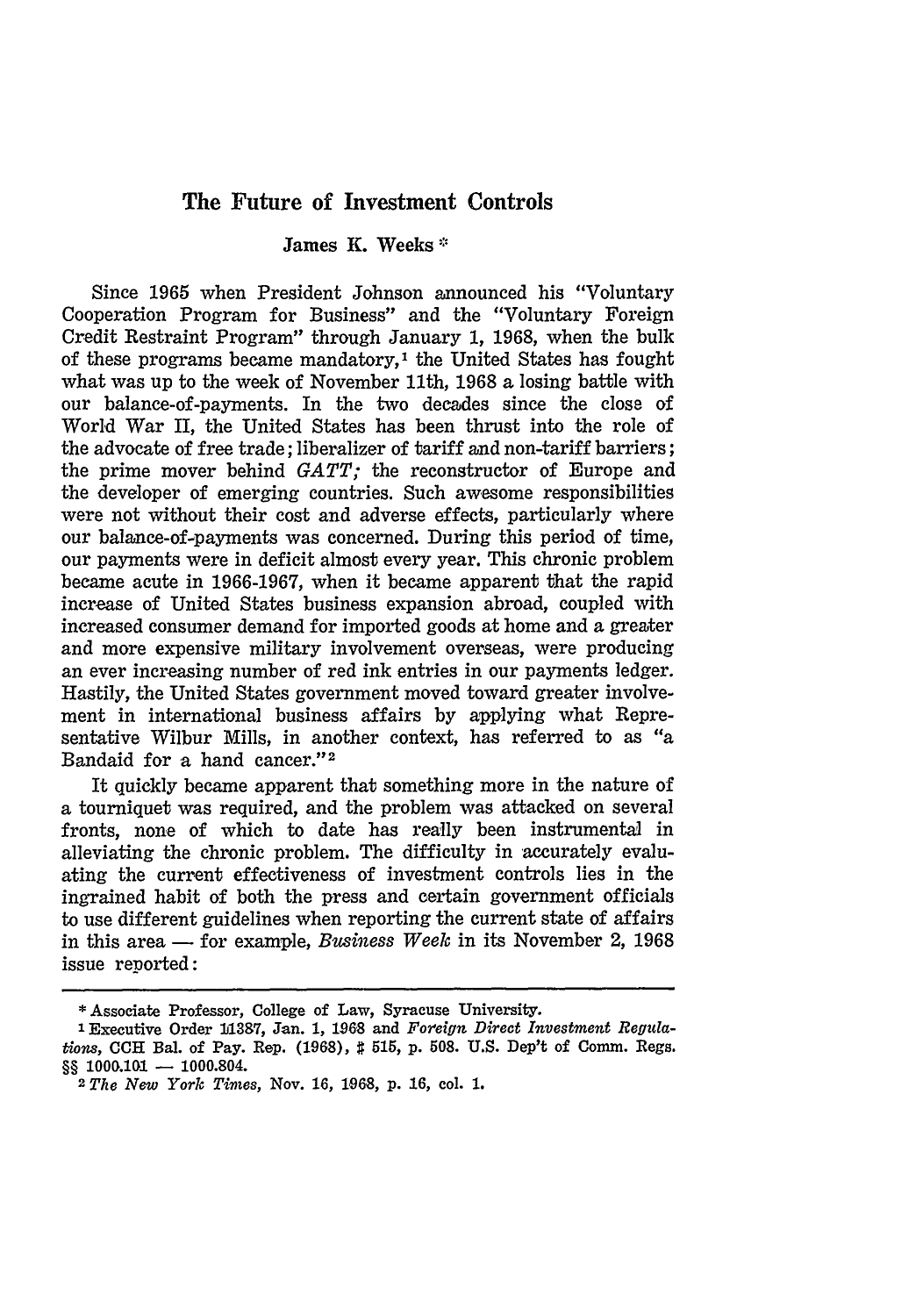# The Future of Investment Controls

James K. Weeks *

Since 1965 when President Johnson announced his "Voluntary Cooperation Program for Business" and the "Voluntary Foreign Credit Restraint Program" through January 1, 1968, when the bulk of these programs became mandatory,[1] the United States has fought what was up to the week of November 11th, 1968 a losing battle with our balance-of-payments. In the two decades since the close of World War II, the United States has been thrust into the role of the advocate of free trade; liberalizer of tariff and non-tariff barriers; the prime mover behind *GATT;* the reconstructor of Europe and the developer of emerging countries. Such awesome responsibilities were not without their cost and adverse effects, particularly where our balance-of-payments was concerned. During this period of time, our payments were in deficit almost every year. This chronic problem became acute in 1966-1967, when it became apparent that the rapid increase of United States business expansion abroad, coupled with increased consumer demand for imported goods at home and a greater and more expensive military involvement overseas, were producing an ever increasing number of red ink entries in our payments ledger. Hastily, the United States government moved toward greater involvement in international business affairs by applying what Representative Wilbur Mills, in another context, has referred to as "a Bandaid for a hand cancer."[2]

It quickly became apparent that something more in the nature of a tourniquet was required, and the problem was attacked on several fronts, none of which to date has really been instrumental in alleviating the chronic problem. The difficulty in accurately evaluating the current effectiveness of investment controls lies in the ingrained habit of both the press and certain government officials to use different guidelines when reporting the current state of affairs in this area — for example, *Business Week* in its November 2, 1968 issue reported:

---

* Associate Professor, College of Law, Syracuse University.

[1] Executive Order 11387, Jan. 1, 1968 and *Foreign Direct Investment Regulations*, CCH Bal. of Pay. Rep. (1968), ¶ 515, p. 508. U.S. Dep't of Comm. Regs. §§ 1000.101 — 1000.804.

[2] *The New York Times*, Nov. 16, 1968, p. 16, col. 1.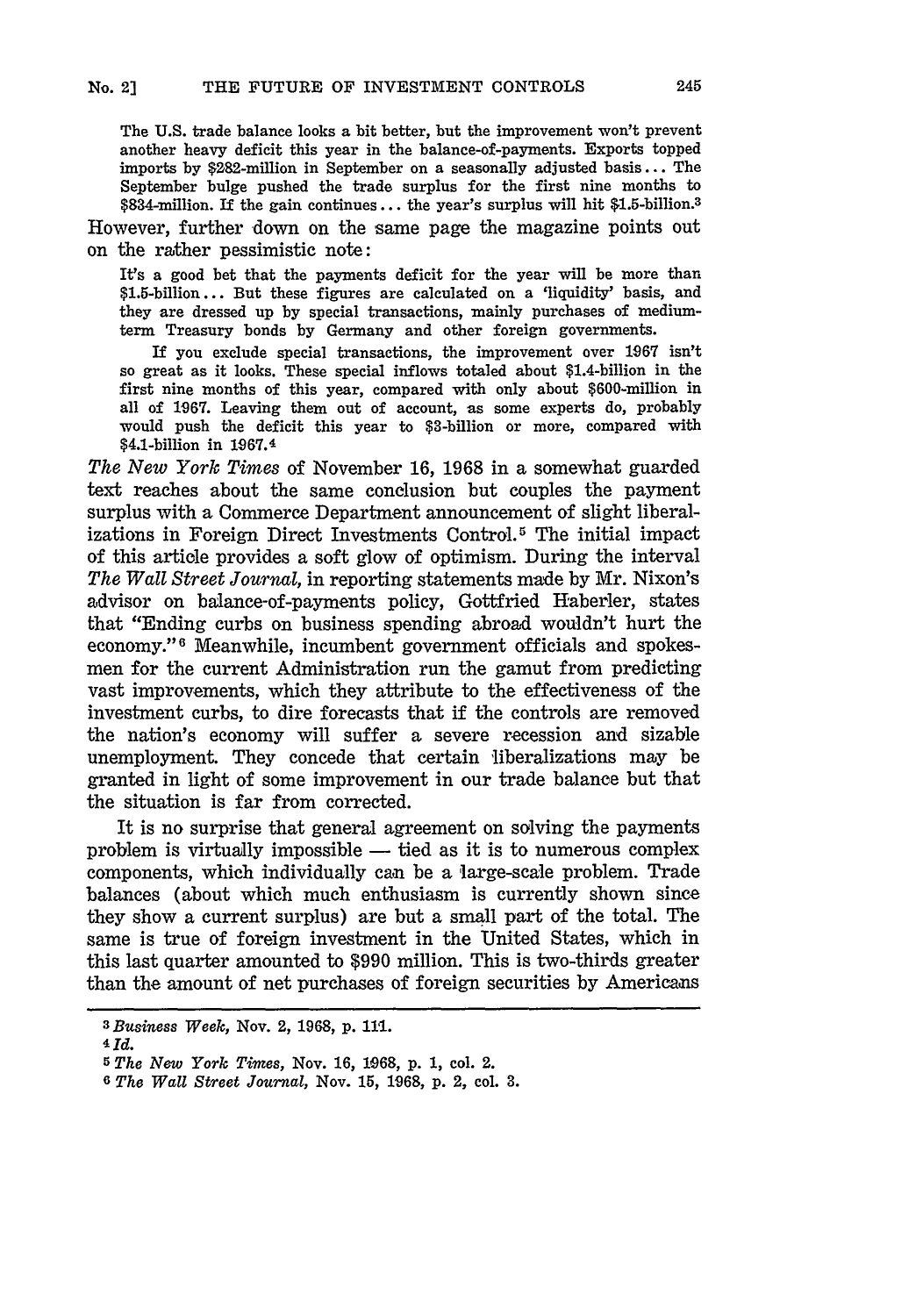> The U.S. trade balance looks a bit better, but the improvement won't prevent another heavy deficit this year in the balance-of-payments. Exports topped imports by $282-million in September on a seasonally adjusted basis... The September bulge pushed the trade surplus for the first nine months to $834-million. If the gain continues... the year's surplus will hit $1.5-billion.[3]

However, further down on the same page the magazine points out on the rather pessimistic note:

> It's a good bet that the payments deficit for the year will be more than $1.5-billion... But these figures are calculated on a 'liquidity' basis, and they are dressed up by special transactions, mainly purchases of medium-term Treasury bonds by Germany and other foreign governments.
>
> If you exclude special transactions, the improvement over 1967 isn't so great as it looks. These special inflows totaled about $1.4-billion in the first nine months of this year, compared with only about $600-million in all of 1967. Leaving them out of account, as some experts do, probably would push the deficit this year to $3-billion or more, compared with $4.1-billion in 1967.[4]

*The New York Times* of November 16, 1968 in a somewhat guarded text reaches about the same conclusion but couples the payment surplus with a Commerce Department announcement of slight liberalizations in Foreign Direct Investments Control.[5] The initial impact of this article provides a soft glow of optimism. During the interval *The Wall Street Journal,* in reporting statements made by Mr. Nixon's advisor on balance-of-payments policy, Gottfried Haberler, states that "Ending curbs on business spending abroad wouldn't hurt the economy."[6] Meanwhile, incumbent government officials and spokesmen for the current Administration run the gamut from predicting vast improvements, which they attribute to the effectiveness of the investment curbs, to dire forecasts that if the controls are removed the nation's economy will suffer a severe recession and sizable unemployment. They concede that certain liberalizations may be granted in light of some improvement in our trade balance but that the situation is far from corrected.

It is no surprise that general agreement on solving the payments problem is virtually impossible — tied as it is to numerous complex components, which individually can be a large-scale problem. Trade balances (about which much enthusiasm is currently shown since they show a current surplus) are but a small part of the total. The same is true of foreign investment in the United States, which in this last quarter amounted to $990 million. This is two-thirds greater than the amount of net purchases of foreign securities by Americans

---

[3] *Business Week,* Nov. 2, 1968, p. 111.

[4] *Id.*

[5] *The New York Times,* Nov. 16, 1968, p. 1, col. 2.

[6] *The Wall Street Journal,* Nov. 15, 1968, p. 2, col. 3.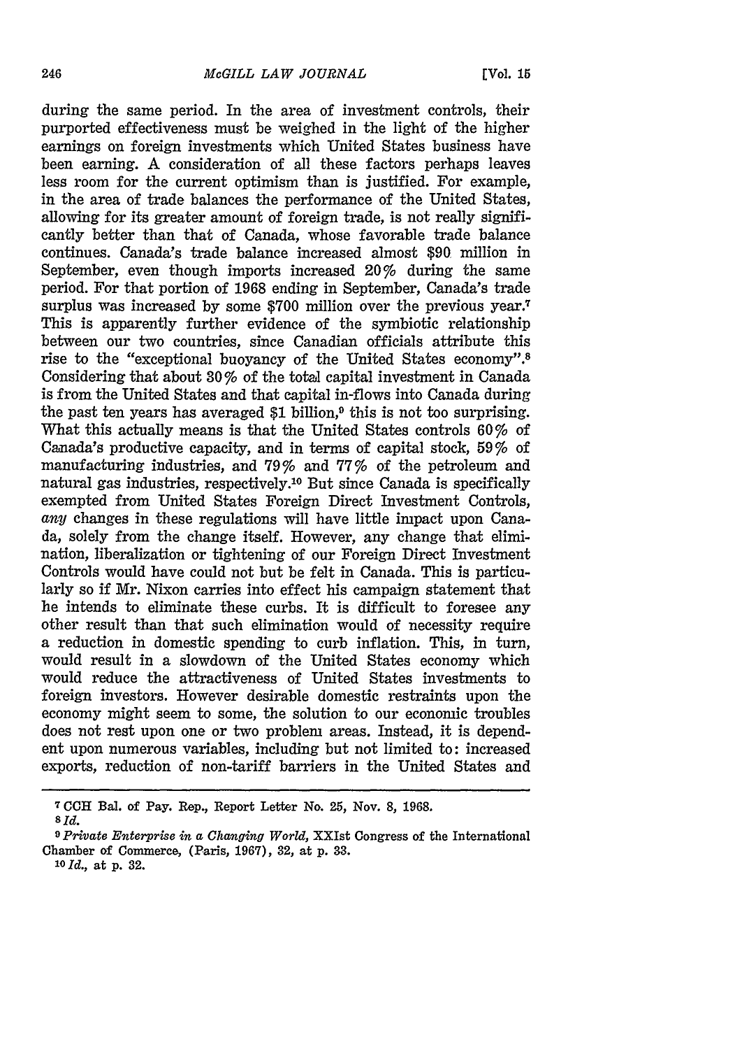during the same period. In the area of investment controls, their purported effectiveness must be weighed in the light of the higher earnings on foreign investments which United States business have been earning. A consideration of all these factors perhaps leaves less room for the current optimism than is justified. For example, in the area of trade balances the performance of the United States, allowing for its greater amount of foreign trade, is not really significantly better than that of Canada, whose favorable trade balance continues. Canada's trade balance increased almost $90 million in September, even though imports increased 20% during the same period. For that portion of 1968 ending in September, Canada's trade surplus was increased by some $700 million over the previous year.[7] This is apparently further evidence of the symbiotic relationship between our two countries, since Canadian officials attribute this rise to the "exceptional buoyancy of the United States economy".[8] Considering that about 30% of the total capital investment in Canada is from the United States and that capital in-flows into Canada during the past ten years has averaged $1 billion,[9] this is not too surprising. What this actually means is that the United States controls 60% of Canada's productive capacity, and in terms of capital stock, 59% of manufacturing industries, and 79% and 77% of the petroleum and natural gas industries, respectively.[10] But since Canada is specifically exempted from United States Foreign Direct Investment Controls, *any* changes in these regulations will have little impact upon Canada, solely from the change itself. However, any change that elimination, liberalization or tightening of our Foreign Direct Investment Controls would have could not but be felt in Canada. This is particularly so if Mr. Nixon carries into effect his campaign statement that he intends to eliminate these curbs. It is difficult to foresee any other result than that such elimination would of necessity require a reduction in domestic spending to curb inflation. This, in turn, would result in a slowdown of the United States economy which would reduce the attractiveness of United States investments to foreign investors. However desirable domestic restraints upon the economy might seem to some, the solution to our economic troubles does not rest upon one or two problem areas. Instead, it is dependent upon numerous variables, including but not limited to: increased exports, reduction of non-tariff barriers in the United States and

---

[7] CCH Bal. of Pay. Rep., Report Letter No. 25, Nov. 8, 1968.

[8] *Id.*

[9] *Private Enterprise in a Changing World*, XXIst Congress of the International Chamber of Commerce, (Paris, 1967), 32, at p. 33.

[10] *Id.*, at p. 32.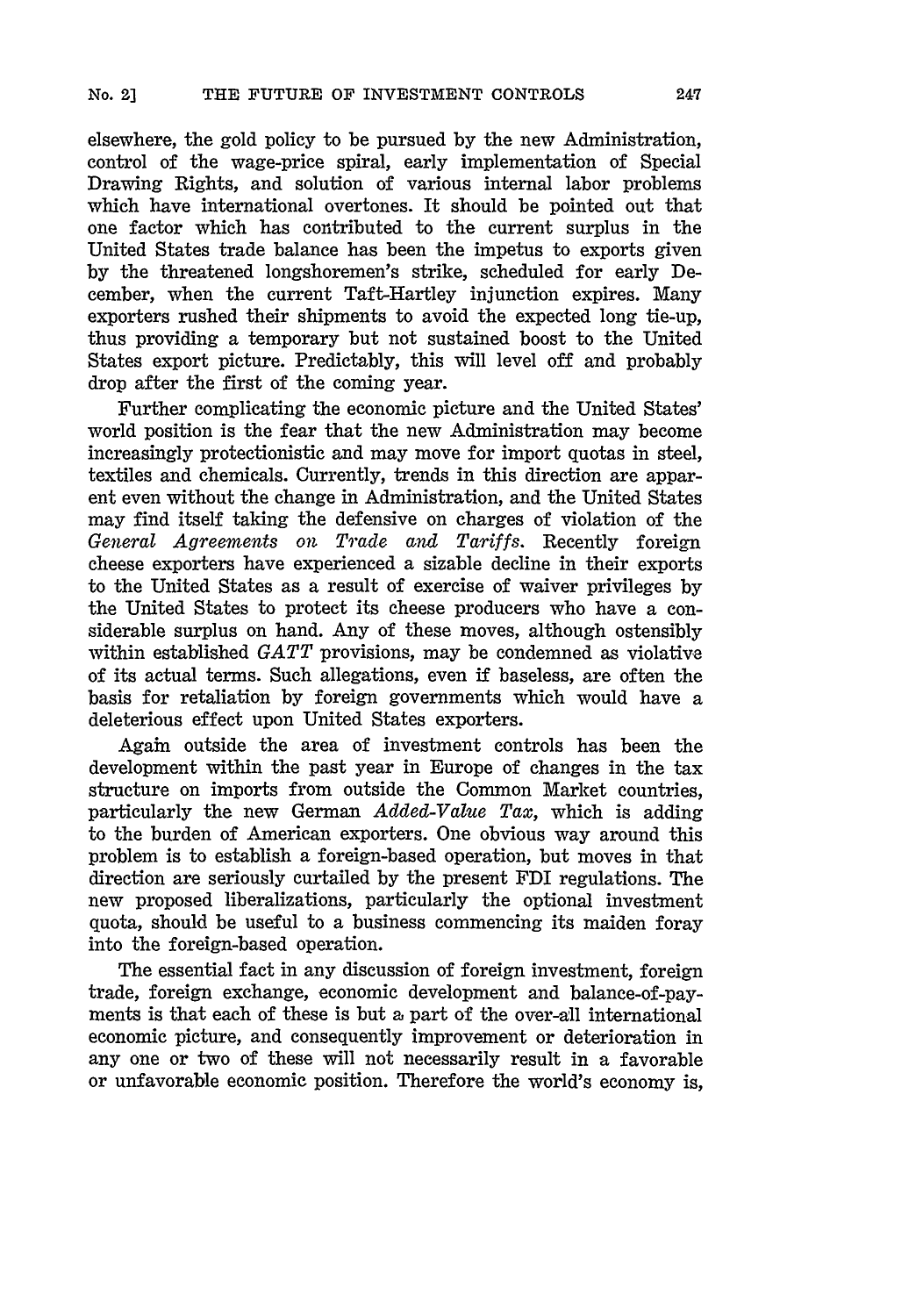elsewhere, the gold policy to be pursued by the new Administration, control of the wage-price spiral, early implementation of Special Drawing Rights, and solution of various internal labor problems which have international overtones. It should be pointed out that one factor which has contributed to the current surplus in the United States trade balance has been the impetus to exports given by the threatened longshoremen's strike, scheduled for early December, when the current Taft-Hartley injunction expires. Many exporters rushed their shipments to avoid the expected long tie-up, thus providing a temporary but not sustained boost to the United States export picture. Predictably, this will level off and probably drop after the first of the coming year.

Further complicating the economic picture and the United States' world position is the fear that the new Administration may become increasingly protectionistic and may move for import quotas in steel, textiles and chemicals. Currently, trends in this direction are apparent even without the change in Administration, and the United States may find itself taking the defensive on charges of violation of the *General Agreements on Trade and Tariffs*. Recently foreign cheese exporters have experienced a sizable decline in their exports to the United States as a result of exercise of waiver privileges by the United States to protect its cheese producers who have a considerable surplus on hand. Any of these moves, although ostensibly within established *GATT* provisions, may be condemned as violative of its actual terms. Such allegations, even if baseless, are often the basis for retaliation by foreign governments which would have a deleterious effect upon United States exporters.

Again outside the area of investment controls has been the development within the past year in Europe of changes in the tax structure on imports from outside the Common Market countries, particularly the new German *Added-Value Tax*, which is adding to the burden of American exporters. One obvious way around this problem is to establish a foreign-based operation, but moves in that direction are seriously curtailed by the present FDI regulations. The new proposed liberalizations, particularly the optional investment quota, should be useful to a business commencing its maiden foray into the foreign-based operation.

The essential fact in any discussion of foreign investment, foreign trade, foreign exchange, economic development and balance-of-payments is that each of these is but a part of the over-all international economic picture, and consequently improvement or deterioration in any one or two of these will not necessarily result in a favorable or unfavorable economic position. Therefore the world's economy is,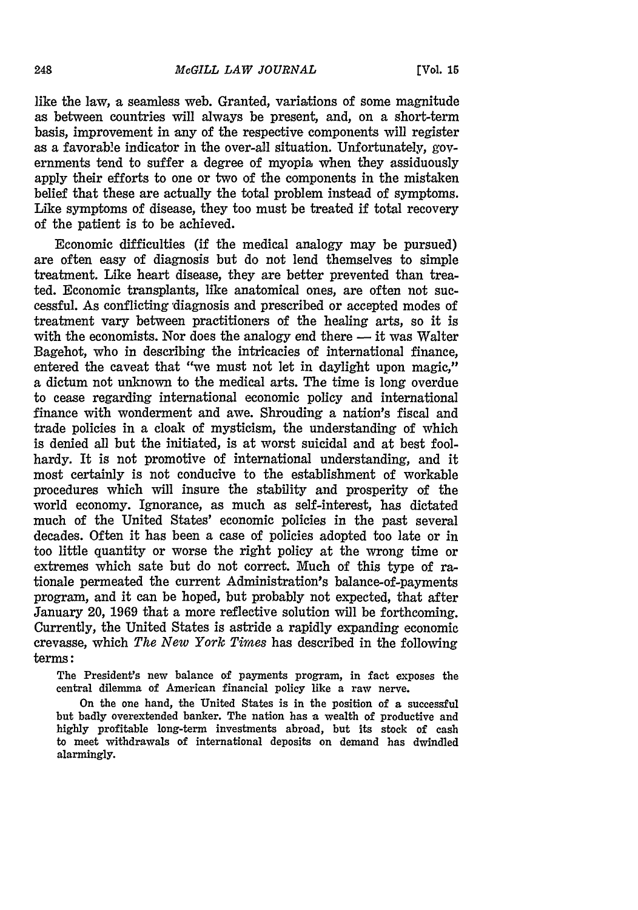like the law, a seamless web. Granted, variations of some magnitude as between countries will always be present, and, on a short-term basis, improvement in any of the respective components will register as a favorable indicator in the over-all situation. Unfortunately, governments tend to suffer a degree of myopia when they assiduously apply their efforts to one or two of the components in the mistaken belief that these are actually the total problem instead of symptoms. Like symptoms of disease, they too must be treated if total recovery of the patient is to be achieved.

Economic difficulties (if the medical analogy may be pursued) are often easy of diagnosis but do not lend themselves to simple treatment. Like heart disease, they are better prevented than treated. Economic transplants, like anatomical ones, are often not successful. As conflicting diagnosis and prescribed or accepted modes of treatment vary between practitioners of the healing arts, so it is with the economists. Nor does the analogy end there — it was Walter Bagehot, who in describing the intricacies of international finance, entered the caveat that "we must not let in daylight upon magic," a dictum not unknown to the medical arts. The time is long overdue to cease regarding international economic policy and international finance with wonderment and awe. Shrouding a nation's fiscal and trade policies in a cloak of mysticism, the understanding of which is denied all but the initiated, is at worst suicidal and at best foolhardy. It is not promotive of international understanding, and it most certainly is not conducive to the establishment of workable procedures which will insure the stability and prosperity of the world economy. Ignorance, as much as self-interest, has dictated much of the United States' economic policies in the past several decades. Often it has been a case of policies adopted too late or in too little quantity or worse the right policy at the wrong time or extremes which sate but do not correct. Much of this type of rationale permeated the current Administration's balance-of-payments program, and it can be hoped, but probably not expected, that after January 20, 1969 that a more reflective solution will be forthcoming. Currently, the United States is astride a rapidly expanding economic crevasse, which *The New York Times* has described in the following terms:

> The President's new balance of payments program, in fact exposes the central dilemma of American financial policy like a raw nerve.
>
> On the one hand, the United States is in the position of a successful but badly overextended banker. The nation has a wealth of productive and highly profitable long-term investments abroad, but its stock of cash to meet withdrawals of international deposits on demand has dwindled alarmingly.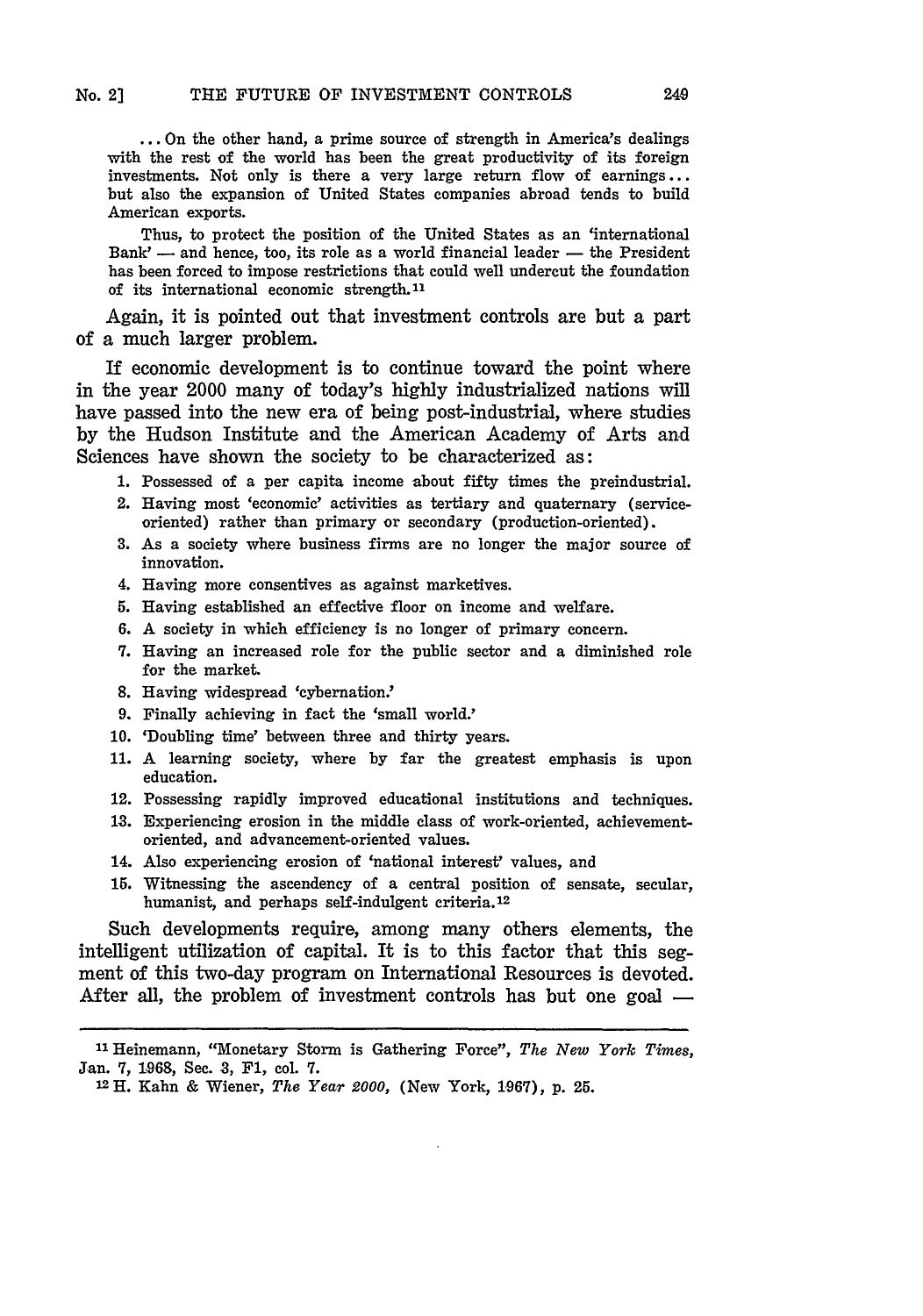> ... On the other hand, a prime source of strength in America's dealings with the rest of the world has been the great productivity of its foreign investments. Not only is there a very large return flow of earnings... but also the expansion of United States companies abroad tends to build American exports.
>
> Thus, to protect the position of the United States as an 'international Bank' — and hence, too, its role as a world financial leader — the President has been forced to impose restrictions that could well undercut the foundation of its international economic strength.[11]

Again, it is pointed out that investment controls are but a part of a much larger problem.

If economic development is to continue toward the point where in the year 2000 many of today's highly industrialized nations will have passed into the new era of being post-industrial, where studies by the Hudson Institute and the American Academy of Arts and Sciences have shown the society to be characterized as:

> 1. Possessed of a per capita income about fifty times the preindustrial.
> 2. Having most 'economic' activities as tertiary and quaternary (service-oriented) rather than primary or secondary (production-oriented).
> 3. As a society where business firms are no longer the major source of innovation.
> 4. Having more consentives as against marketives.
> 5. Having established an effective floor on income and welfare.
> 6. A society in which efficiency is no longer of primary concern.
> 7. Having an increased role for the public sector and a diminished role for the market.
> 8. Having widespread 'cybernation.'
> 9. Finally achieving in fact the 'small world.'
> 10. 'Doubling time' between three and thirty years.
> 11. A learning society, where by far the greatest emphasis is upon education.
> 12. Possessing rapidly improved educational institutions and techniques.
> 13. Experiencing erosion in the middle class of work-oriented, achievement-oriented, and advancement-oriented values.
> 14. Also experiencing erosion of 'national interest' values, and
> 15. Witnessing the ascendency of a central position of sensate, secular, humanist, and perhaps self-indulgent criteria.[12]

Such developments require, among many others elements, the intelligent utilization of capital. It is to this factor that this segment of this two-day program on International Resources is devoted. After all, the problem of investment controls has but one goal —

---

[11] Heinemann, "Monetary Storm is Gathering Force", *The New York Times*, Jan. 7, 1968, Sec. 3, F1, col. 7.

[12] H. Kahn & Wiener, *The Year 2000*, (New York, 1967), p. 25.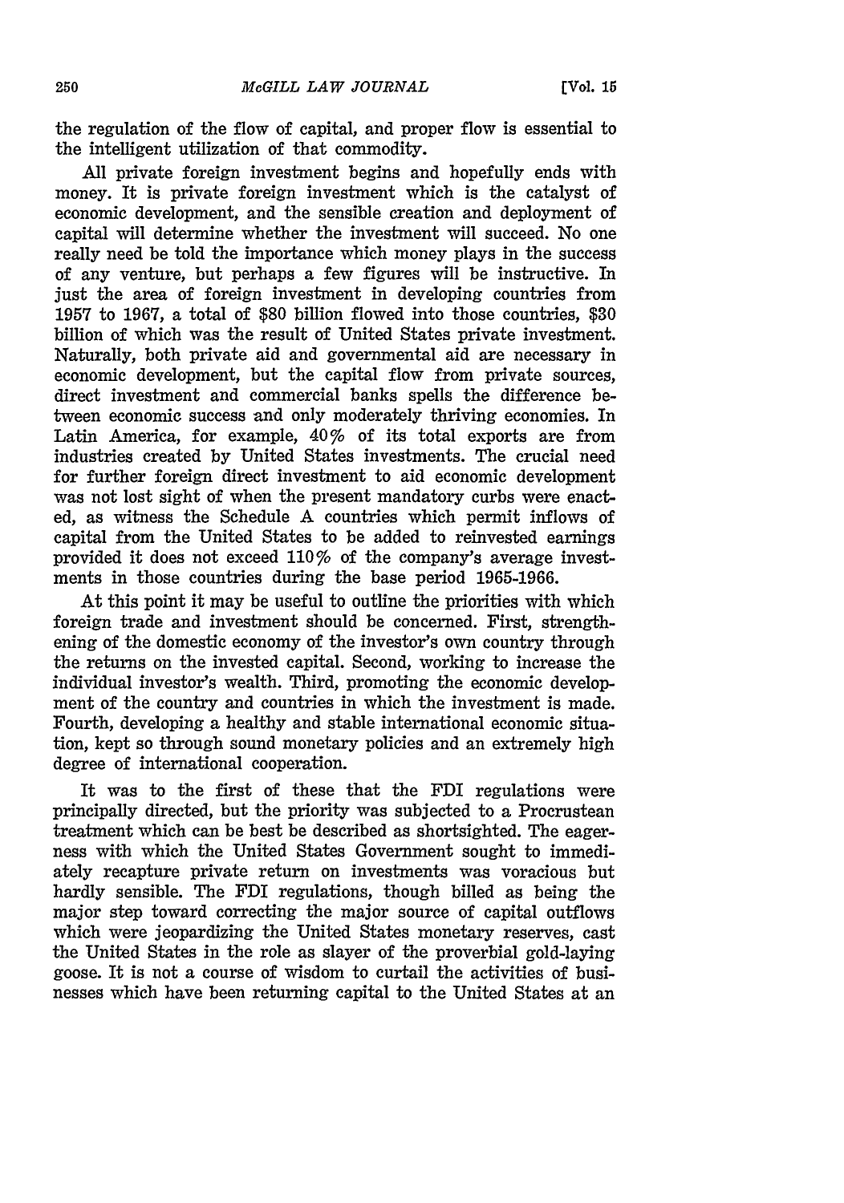the regulation of the flow of capital, and proper flow is essential to the intelligent utilization of that commodity.

All private foreign investment begins and hopefully ends with money. It is private foreign investment which is the catalyst of economic development, and the sensible creation and deployment of capital will determine whether the investment will succeed. No one really need be told the importance which money plays in the success of any venture, but perhaps a few figures will be instructive. In just the area of foreign investment in developing countries from 1957 to 1967, a total of $80 billion flowed into those countries, $30 billion of which was the result of United States private investment. Naturally, both private aid and governmental aid are necessary in economic development, but the capital flow from private sources, direct investment and commercial banks spells the difference between economic success and only moderately thriving economies. In Latin America, for example, 40% of its total exports are from industries created by United States investments. The crucial need for further foreign direct investment to aid economic development was not lost sight of when the present mandatory curbs were enacted, as witness the Schedule A countries which permit inflows of capital from the United States to be added to reinvested earnings provided it does not exceed 110% of the company's average investments in those countries during the base period 1965-1966.

At this point it may be useful to outline the priorities with which foreign trade and investment should be concerned. First, strengthening of the domestic economy of the investor's own country through the returns on the invested capital. Second, working to increase the individual investor's wealth. Third, promoting the economic development of the country and countries in which the investment is made. Fourth, developing a healthy and stable international economic situation, kept so through sound monetary policies and an extremely high degree of international cooperation.

It was to the first of these that the FDI regulations were principally directed, but the priority was subjected to a Procrustean treatment which can be best be described as shortsighted. The eagerness with which the United States Government sought to immediately recapture private return on investments was voracious but hardly sensible. The FDI regulations, though billed as being the major step toward correcting the major source of capital outflows which were jeopardizing the United States monetary reserves, cast the United States in the role as slayer of the proverbial gold-laying goose. It is not a course of wisdom to curtail the activities of businesses which have been returning capital to the United States at an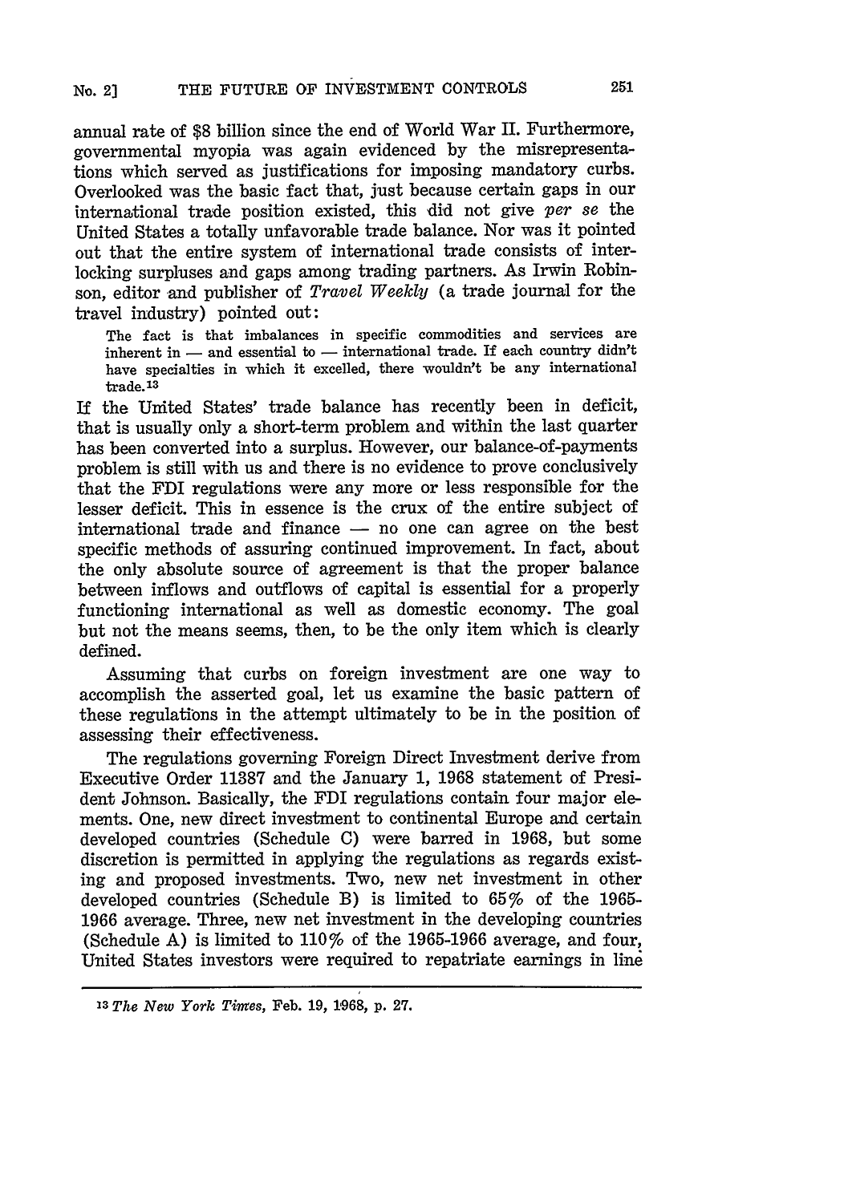annual rate of $8 billion since the end of World War II. Furthermore, governmental myopia was again evidenced by the misrepresentations which served as justifications for imposing mandatory curbs. Overlooked was the basic fact that, just because certain gaps in our international trade position existed, this did not give *per se* the United States a totally unfavorable trade balance. Nor was it pointed out that the entire system of international trade consists of interlocking surpluses and gaps among trading partners. As Irwin Robinson, editor and publisher of *Travel Weekly* (a trade journal for the travel industry) pointed out:

> The fact is that imbalances in specific commodities and services are inherent in — and essential to — international trade. If each country didn't have specialties in which it excelled, there wouldn't be any international trade.[13]

If the United States' trade balance has recently been in deficit, that is usually only a short-term problem and within the last quarter has been converted into a surplus. However, our balance-of-payments problem is still with us and there is no evidence to prove conclusively that the FDI regulations were any more or less responsible for the lesser deficit. This in essence is the crux of the entire subject of international trade and finance — no one can agree on the best specific methods of assuring continued improvement. In fact, about the only absolute source of agreement is that the proper balance between inflows and outflows of capital is essential for a properly functioning international as well as domestic economy. The goal but not the means seems, then, to be the only item which is clearly defined.

Assuming that curbs on foreign investment are one way to accomplish the asserted goal, let us examine the basic pattern of these regulations in the attempt ultimately to be in the position of assessing their effectiveness.

The regulations governing Foreign Direct Investment derive from Executive Order 11387 and the January 1, 1968 statement of President Johnson. Basically, the FDI regulations contain four major elements. One, new direct investment to continental Europe and certain developed countries (Schedule C) were barred in 1968, but some discretion is permitted in applying the regulations as regards existing and proposed investments. Two, new net investment in other developed countries (Schedule B) is limited to 65% of the 1965-1966 average. Three, new net investment in the developing countries (Schedule A) is limited to 110% of the 1965-1966 average, and four, United States investors were required to repatriate earnings in line

[13] *The New York Times*, Feb. 19, 1968, p. 27.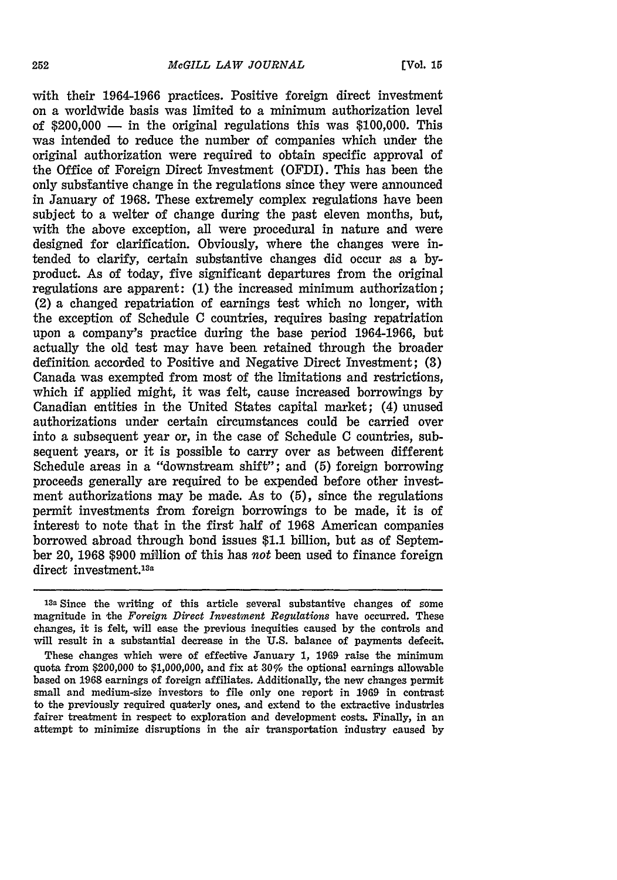with their 1964-1966 practices. Positive foreign direct investment on a worldwide basis was limited to a minimum authorization level of $200,000 — in the original regulations this was $100,000. This was intended to reduce the number of companies which under the original authorization were required to obtain specific approval of the Office of Foreign Direct Investment (OFDI). This has been the only substantive change in the regulations since they were announced in January of 1968. These extremely complex regulations have been subject to a welter of change during the past eleven months, but, with the above exception, all were procedural in nature and were designed for clarification. Obviously, where the changes were intended to clarify, certain substantive changes did occur as a by-product. As of today, five significant departures from the original regulations are apparent: (1) the increased minimum authorization; (2) a changed repatriation of earnings test which no longer, with the exception of Schedule C countries, requires basing repatriation upon a company's practice during the base period 1964-1966, but actually the old test may have been retained through the broader definition accorded to Positive and Negative Direct Investment; (3) Canada was exempted from most of the limitations and restrictions, which if applied might, it was felt, cause increased borrowings by Canadian entities in the United States capital market; (4) unused authorizations under certain circumstances could be carried over into a subsequent year or, in the case of Schedule C countries, subsequent years, or it is possible to carry over as between different Schedule areas in a "downstream shift"; and (5) foreign borrowing proceeds generally are required to be expended before other investment authorizations may be made. As to (5), since the regulations permit investments from foreign borrowings to be made, it is of interest to note that in the first half of 1968 American companies borrowed abroad through bond issues $1.1 billion, but as of September 20, 1968 $900 million of this has *not* been used to finance foreign direct investment.[13a]

---

[13a] Since the writing of this article several substantive changes of some magnitude in the *Foreign Direct Investment Regulations* have occurred. These changes, it is felt, will ease the previous inequities caused by the controls and will result in a substantial decrease in the U.S. balance of payments defecit.

These changes which were of effective January 1, 1969 raise the minimum quota from $200,000 to $1,000,000, and fix at 30% the optional earnings allowable based on 1968 earnings of foreign affiliates. Additionally, the new changes permit small and medium-size investors to file only one report in 1969 in contrast to the previously required quaterly ones, and extend to the extractive industries fairer treatment in respect to exploration and development costs. Finally, in an attempt to minimize disruptions in the air transportation industry caused by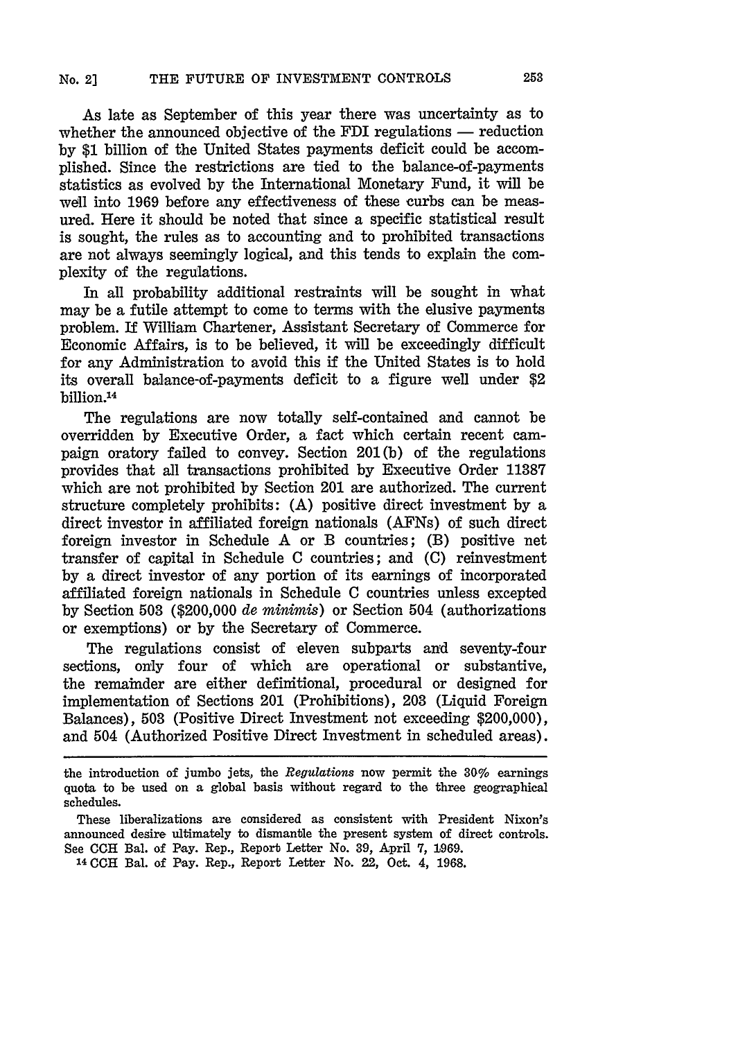As late as September of this year there was uncertainty as to whether the announced objective of the FDI regulations — reduction by $1 billion of the United States payments deficit could be accomplished. Since the restrictions are tied to the balance-of-payments statistics as evolved by the International Monetary Fund, it will be well into 1969 before any effectiveness of these curbs can be measured. Here it should be noted that since a specific statistical result is sought, the rules as to accounting and to prohibited transactions are not always seemingly logical, and this tends to explain the complexity of the regulations.

In all probability additional restraints will be sought in what may be a futile attempt to come to terms with the elusive payments problem. If William Chartener, Assistant Secretary of Commerce for Economic Affairs, is to be believed, it will be exceedingly difficult for any Administration to avoid this if the United States is to hold its overall balance-of-payments deficit to a figure well under $2 billion.[14]

The regulations are now totally self-contained and cannot be overridden by Executive Order, a fact which certain recent campaign oratory failed to convey. Section 201(b) of the regulations provides that all transactions prohibited by Executive Order 11387 which are not prohibited by Section 201 are authorized. The current structure completely prohibits: (A) positive direct investment by a direct investor in affiliated foreign nationals (AFNs) of such direct foreign investor in Schedule A or B countries; (B) positive net transfer of capital in Schedule C countries; and (C) reinvestment by a direct investor of any portion of its earnings of incorporated affiliated foreign nationals in Schedule C countries unless excepted by Section 503 ($200,000 *de minimis*) or Section 504 (authorizations or exemptions) or by the Secretary of Commerce.

The regulations consist of eleven subparts and seventy-four sections, only four of which are operational or substantive, the remainder are either definitional, procedural or designed for implementation of Sections 201 (Prohibitions), 203 (Liquid Foreign Balances), 503 (Positive Direct Investment not exceeding $200,000), and 504 (Authorized Positive Direct Investment in scheduled areas).

---

the introduction of jumbo jets, the *Regulations* now permit the 30% earnings quota to be used on a global basis without regard to the three geographical schedules.

These liberalizations are considered as consistent with President Nixon's announced desire ultimately to dismantle the present system of direct controls. See CCH Bal. of Pay. Rep., Report Letter No. 39, April 7, 1969.

[14] CCH Bal. of Pay. Rep., Report Letter No. 22, Oct. 4, 1968.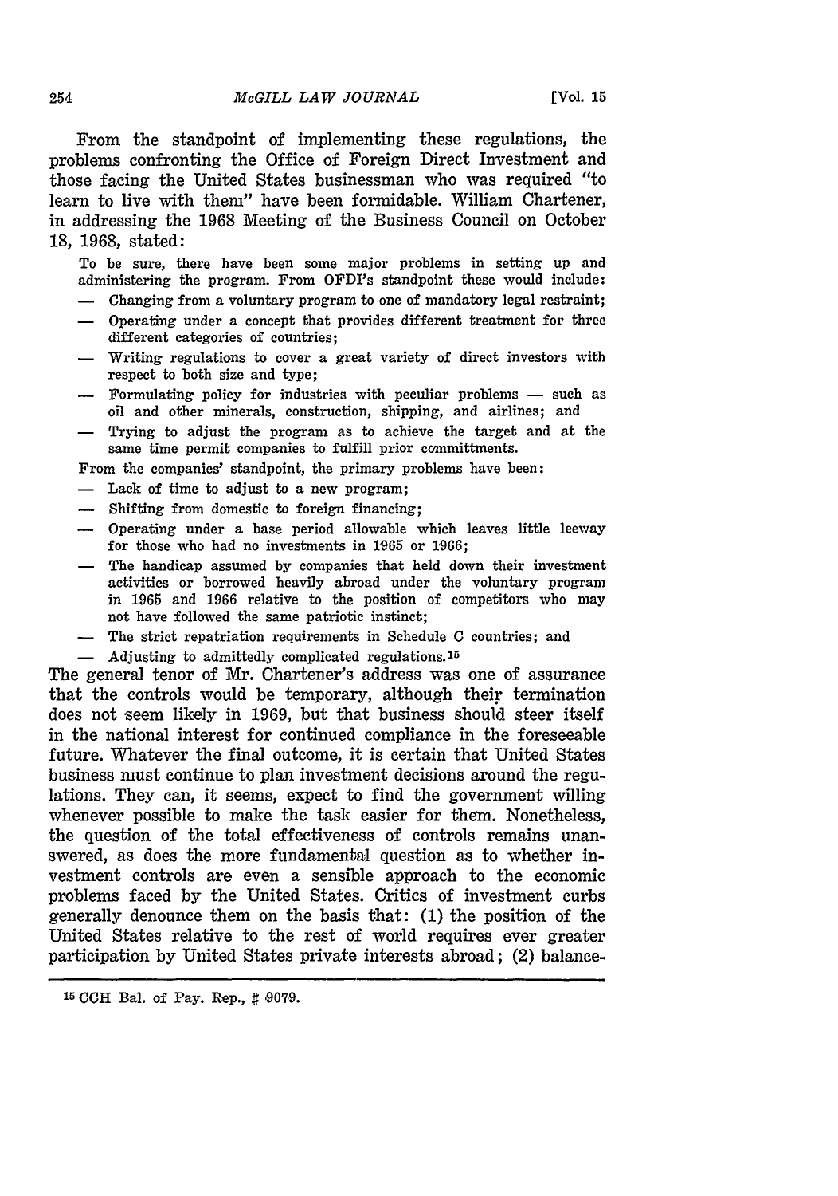From the standpoint of implementing these regulations, the problems confronting the Office of Foreign Direct Investment and those facing the United States businessman who was required "to learn to live with them" have been formidable. William Chartener, in addressing the 1968 Meeting of the Business Council on October 18, 1968, stated:

> To be sure, there have been some major problems in setting up and administering the program. From OFDI's standpoint these would include:
>
> — Changing from a voluntary program to one of mandatory legal restraint;
>
> — Operating under a concept that provides different treatment for three different categories of countries;
>
> — Writing regulations to cover a great variety of direct investors with respect to both size and type;
>
> — Formulating policy for industries with peculiar problems — such as oil and other minerals, construction, shipping, and airlines; and
>
> — Trying to adjust the program as to achieve the target and at the same time permit companies to fulfill prior committments.
>
> From the companies' standpoint, the primary problems have been:
>
> — Lack of time to adjust to a new program;
>
> — Shifting from domestic to foreign financing;
>
> — Operating under a base period allowable which leaves little leeway for those who had no investments in 1965 or 1966;
>
> — The handicap assumed by companies that held down their investment activities or borrowed heavily abroad under the voluntary program in 1965 and 1966 relative to the position of competitors who may not have followed the same patriotic instinct;
>
> — The strict repatriation requirements in Schedule C countries; and
>
> — Adjusting to admittedly complicated regulations.[15]

The general tenor of Mr. Chartener's address was one of assurance that the controls would be temporary, although their termination does not seem likely in 1969, but that business should steer itself in the national interest for continued compliance in the foreseeable future. Whatever the final outcome, it is certain that United States business must continue to plan investment decisions around the regulations. They can, it seems, expect to find the government willing whenever possible to make the task easier for them. Nonetheless, the question of the total effectiveness of controls remains unanswered, as does the more fundamental question as to whether investment controls are even a sensible approach to the economic problems faced by the United States. Critics of investment curbs generally denounce them on the basis that: (1) the position of the United States relative to the rest of world requires ever greater participation by United States private interests abroad; (2) balance-

---

[15] CCH Bal. of Pay. Rep., # 9079.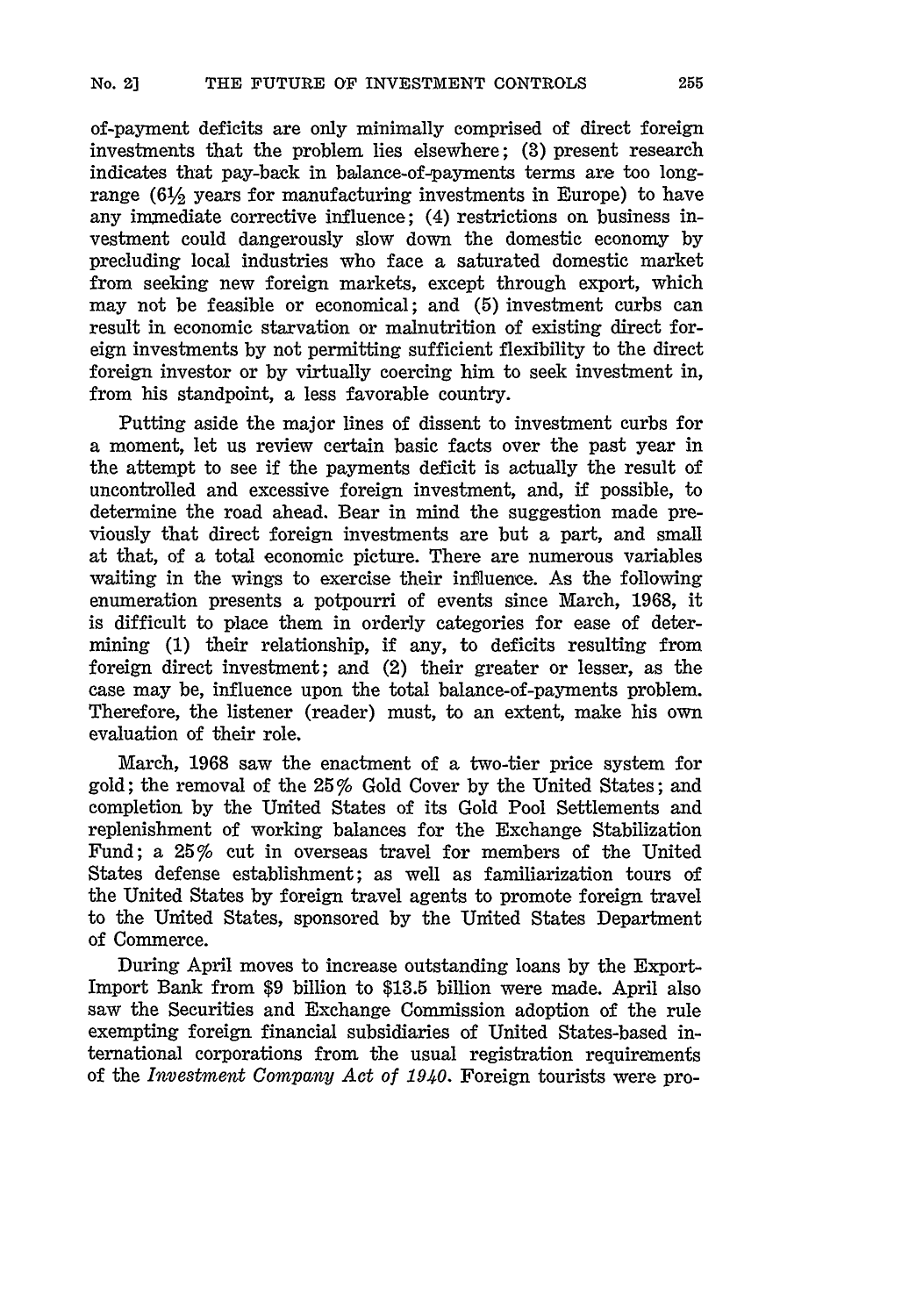of-payment deficits are only minimally comprised of direct foreign investments that the problem lies elsewhere; (3) present research indicates that pay-back in balance-of-payments terms are too long-range (6½ years for manufacturing investments in Europe) to have any immediate corrective influence; (4) restrictions on business investment could dangerously slow down the domestic economy by precluding local industries who face a saturated domestic market from seeking new foreign markets, except through export, which may not be feasible or economical; and (5) investment curbs can result in economic starvation or malnutrition of existing direct foreign investments by not permitting sufficient flexibility to the direct foreign investor or by virtually coercing him to seek investment in, from his standpoint, a less favorable country.

Putting aside the major lines of dissent to investment curbs for a moment, let us review certain basic facts over the past year in the attempt to see if the payments deficit is actually the result of uncontrolled and excessive foreign investment, and, if possible, to determine the road ahead. Bear in mind the suggestion made previously that direct foreign investments are but a part, and small at that, of a total economic picture. There are numerous variables waiting in the wings to exercise their influence. As the following enumeration presents a potpourri of events since March, 1968, it is difficult to place them in orderly categories for ease of determining (1) their relationship, if any, to deficits resulting from foreign direct investment; and (2) their greater or lesser, as the case may be, influence upon the total balance-of-payments problem. Therefore, the listener (reader) must, to an extent, make his own evaluation of their role.

March, 1968 saw the enactment of a two-tier price system for gold; the removal of the 25% Gold Cover by the United States; and completion by the United States of its Gold Pool Settlements and replenishment of working balances for the Exchange Stabilization Fund; a 25% cut in overseas travel for members of the United States defense establishment; as well as familiarization tours of the United States by foreign travel agents to promote foreign travel to the United States, sponsored by the United States Department of Commerce.

During April moves to increase outstanding loans by the Export-Import Bank from $9 billion to $13.5 billion were made. April also saw the Securities and Exchange Commission adoption of the rule exempting foreign financial subsidiaries of United States-based international corporations from the usual registration requirements of the *Investment Company Act of 1940*. Foreign tourists were pro-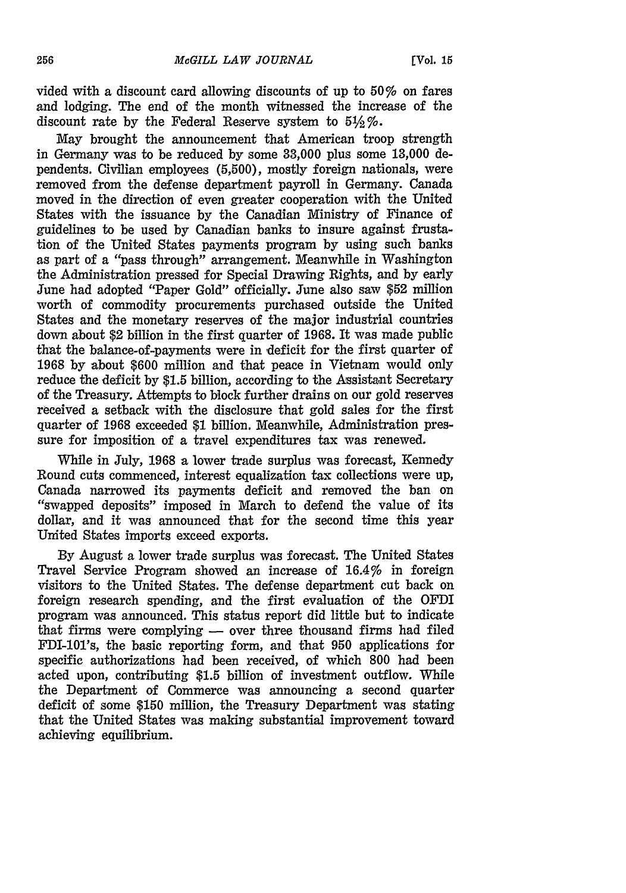vided with a discount card allowing discounts of up to 50% on fares and lodging. The end of the month witnessed the increase of the discount rate by the Federal Reserve system to 5½%.

May brought the announcement that American troop strength in Germany was to be reduced by some 33,000 plus some 13,000 dependents. Civilian employees (5,500), mostly foreign nationals, were removed from the defense department payroll in Germany. Canada moved in the direction of even greater cooperation with the United States with the issuance by the Canadian Ministry of Finance of guidelines to be used by Canadian banks to insure against frustation of the United States payments program by using such banks as part of a "pass through" arrangement. Meanwhile in Washington the Administration pressed for Special Drawing Rights, and by early June had adopted "Paper Gold" officially. June also saw $52 million worth of commodity procurements purchased outside the United States and the monetary reserves of the major industrial countries down about $2 billion in the first quarter of 1968. It was made public that the balance-of-payments were in deficit for the first quarter of 1968 by about $600 million and that peace in Vietnam would only reduce the deficit by $1.5 billion, according to the Assistant Secretary of the Treasury. Attempts to block further drains on our gold reserves received a setback with the disclosure that gold sales for the first quarter of 1968 exceeded $1 billion. Meanwhile, Administration pressure for imposition of a travel expenditures tax was renewed.

While in July, 1968 a lower trade surplus was forecast, Kennedy Round cuts commenced, interest equalization tax collections were up, Canada narrowed its payments deficit and removed the ban on "swapped deposits" imposed in March to defend the value of its dollar, and it was announced that for the second time this year United States imports exceed exports.

By August a lower trade surplus was forecast. The United States Travel Service Program showed an increase of 16.4% in foreign visitors to the United States. The defense department cut back on foreign research spending, and the first evaluation of the OFDI program was announced. This status report did little but to indicate that firms were complying — over three thousand firms had filed FDI-101's, the basic reporting form, and that 950 applications for specific authorizations had been received, of which 800 had been acted upon, contributing $1.5 billion of investment outflow. While the Department of Commerce was announcing a second quarter deficit of some $150 million, the Treasury Department was stating that the United States was making substantial improvement toward achieving equilibrium.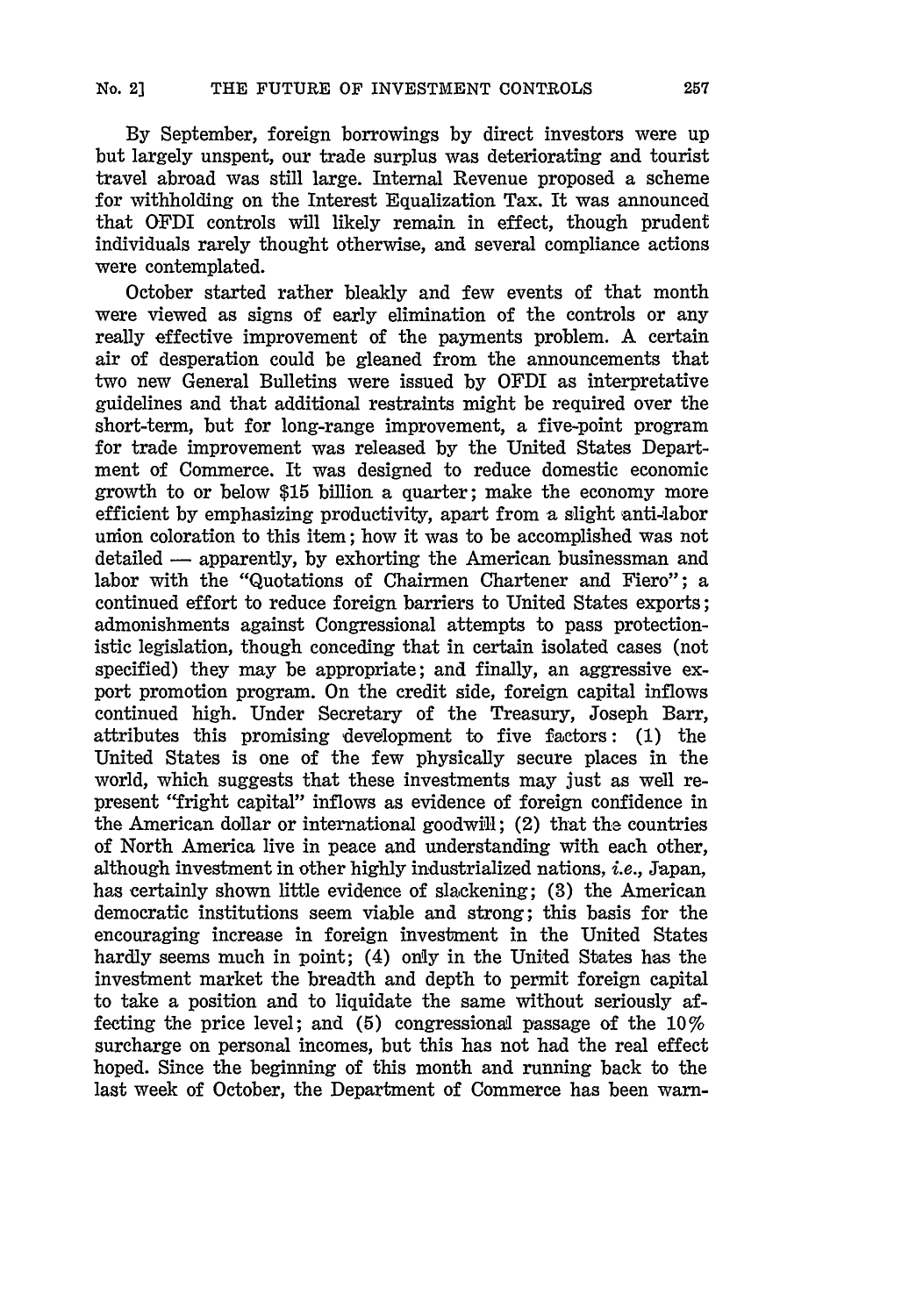By September, foreign borrowings by direct investors were up but largely unspent, our trade surplus was deteriorating and tourist travel abroad was still large. Internal Revenue proposed a scheme for withholding on the Interest Equalization Tax. It was announced that OFDI controls will likely remain in effect, though prudent individuals rarely thought otherwise, and several compliance actions were contemplated.

October started rather bleakly and few events of that month were viewed as signs of early elimination of the controls or any really effective improvement of the payments problem. A certain air of desperation could be gleaned from the announcements that two new General Bulletins were issued by OFDI as interpretative guidelines and that additional restraints might be required over the short-term, but for long-range improvement, a five-point program for trade improvement was released by the United States Department of Commerce. It was designed to reduce domestic economic growth to or below $15 billion a quarter; make the economy more efficient by emphasizing productivity, apart from a slight anti-labor union coloration to this item; how it was to be accomplished was not detailed — apparently, by exhorting the American businessman and labor with the "Quotations of Chairmen Chartener and Fiero"; a continued effort to reduce foreign barriers to United States exports; admonishments against Congressional attempts to pass protectionistic legislation, though conceding that in certain isolated cases (not specified) they may be appropriate; and finally, an aggressive export promotion program. On the credit side, foreign capital inflows continued high. Under Secretary of the Treasury, Joseph Barr, attributes this promising development to five factors: (1) the United States is one of the few physically secure places in the world, which suggests that these investments may just as well represent "fright capital" inflows as evidence of foreign confidence in the American dollar or international goodwill; (2) that the countries of North America live in peace and understanding with each other, although investment in other highly industrialized nations, *i.e.*, Japan, has certainly shown little evidence of slackening; (3) the American democratic institutions seem viable and strong; this basis for the encouraging increase in foreign investment in the United States hardly seems much in point; (4) only in the United States has the investment market the breadth and depth to permit foreign capital to take a position and to liquidate the same without seriously affecting the price level; and (5) congressional passage of the 10% surcharge on personal incomes, but this has not had the real effect hoped. Since the beginning of this month and running back to the last week of October, the Department of Commerce has been warn-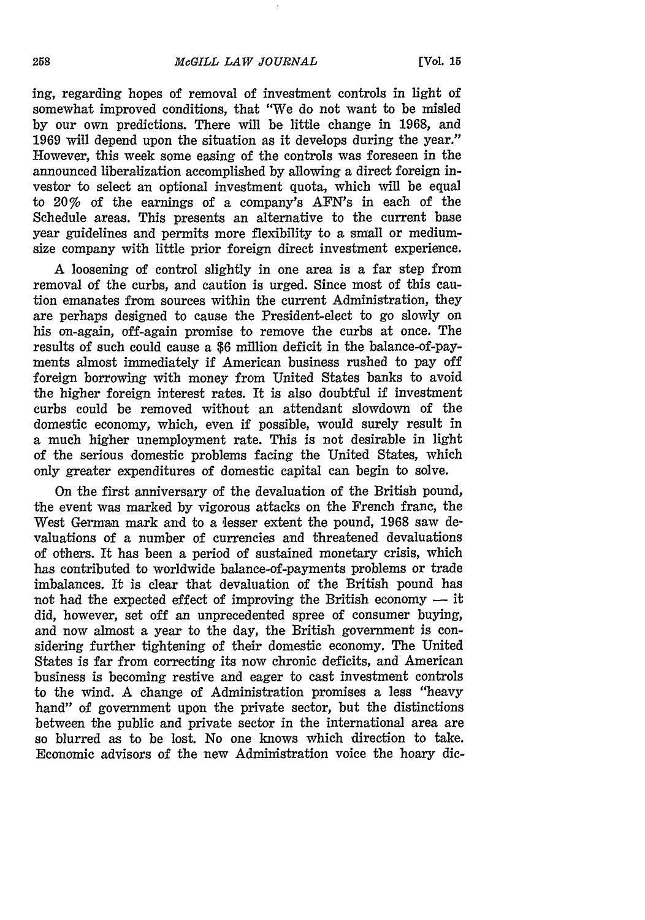ing, regarding hopes of removal of investment controls in light of somewhat improved conditions, that "We do not want to be misled by our own predictions. There will be little change in 1968, and 1969 will depend upon the situation as it develops during the year." However, this week some easing of the controls was foreseen in the announced liberalization accomplished by allowing a direct foreign investor to select an optional investment quota, which will be equal to 20% of the earnings of a company's AFN's in each of the Schedule areas. This presents an alternative to the current base year guidelines and permits more flexibility to a small or medium-size company with little prior foreign direct investment experience.

A loosening of control slightly in one area is a far step from removal of the curbs, and caution is urged. Since most of this caution emanates from sources within the current Administration, they are perhaps designed to cause the President-elect to go slowly on his on-again, off-again promise to remove the curbs at once. The results of such could cause a $6 million deficit in the balance-of-payments almost immediately if American business rushed to pay off foreign borrowing with money from United States banks to avoid the higher foreign interest rates. It is also doubtful if investment curbs could be removed without an attendant slowdown of the domestic economy, which, even if possible, would surely result in a much higher unemployment rate. This is not desirable in light of the serious domestic problems facing the United States, which only greater expenditures of domestic capital can begin to solve.

On the first anniversary of the devaluation of the British pound, the event was marked by vigorous attacks on the French franc, the West German mark and to a lesser extent the pound, 1968 saw devaluations of a number of currencies and threatened devaluations of others. It has been a period of sustained monetary crisis, which has contributed to worldwide balance-of-payments problems or trade imbalances. It is clear that devaluation of the British pound has not had the expected effect of improving the British economy — it did, however, set off an unprecedented spree of consumer buying, and now almost a year to the day, the British government is considering further tightening of their domestic economy. The United States is far from correcting its now chronic deficits, and American business is becoming restive and eager to cast investment controls to the wind. A change of Administration promises a less "heavy hand" of government upon the private sector, but the distinctions between the public and private sector in the international area are so blurred as to be lost. No one knows which direction to take. Economic advisors of the new Administration voice the hoary dic-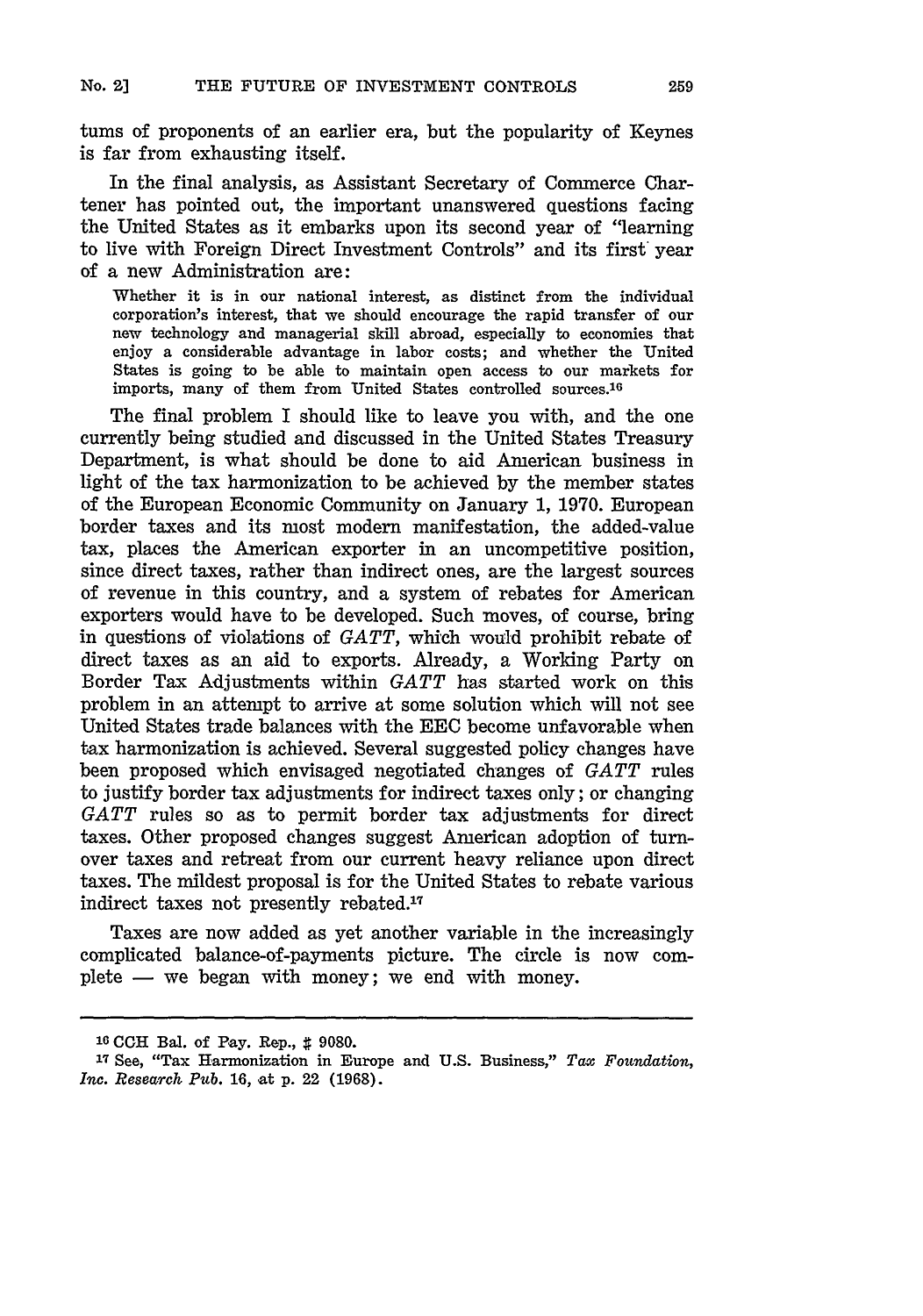tums of proponents of an earlier era, but the popularity of Keynes is far from exhausting itself.

In the final analysis, as Assistant Secretary of Commerce Chartener has pointed out, the important unanswered questions facing the United States as it embarks upon its second year of "learning to live with Foreign Direct Investment Controls" and its first year of a new Administration are:

> Whether it is in our national interest, as distinct from the individual corporation's interest, that we should encourage the rapid transfer of our new technology and managerial skill abroad, especially to economies that enjoy a considerable advantage in labor costs; and whether the United States is going to be able to maintain open access to our markets for imports, many of them from United States controlled sources.[16]

The final problem I should like to leave you with, and the one currently being studied and discussed in the United States Treasury Department, is what should be done to aid American business in light of the tax harmonization to be achieved by the member states of the European Economic Community on January 1, 1970. European border taxes and its most modern manifestation, the added-value tax, places the American exporter in an uncompetitive position, since direct taxes, rather than indirect ones, are the largest sources of revenue in this country, and a system of rebates for American exporters would have to be developed. Such moves, of course, bring in questions of violations of *GATT*, which would prohibit rebate of direct taxes as an aid to exports. Already, a Working Party on Border Tax Adjustments within *GATT* has started work on this problem in an attempt to arrive at some solution which will not see United States trade balances with the EEC become unfavorable when tax harmonization is achieved. Several suggested policy changes have been proposed which envisaged negotiated changes of *GATT* rules to justify border tax adjustments for indirect taxes only; or changing *GATT* rules so as to permit border tax adjustments for direct taxes. Other proposed changes suggest American adoption of turnover taxes and retreat from our current heavy reliance upon direct taxes. The mildest proposal is for the United States to rebate various indirect taxes not presently rebated.[17]

Taxes are now added as yet another variable in the increasingly complicated balance-of-payments picture. The circle is now complete — we began with money; we end with money.

---

[16] CCH Bal. of Pay. Rep., ‡ 9080.

[17] See, "Tax Harmonization in Europe and U.S. Business," *Tax Foundation, Inc. Research Pub.* 16, at p. 22 (1968).